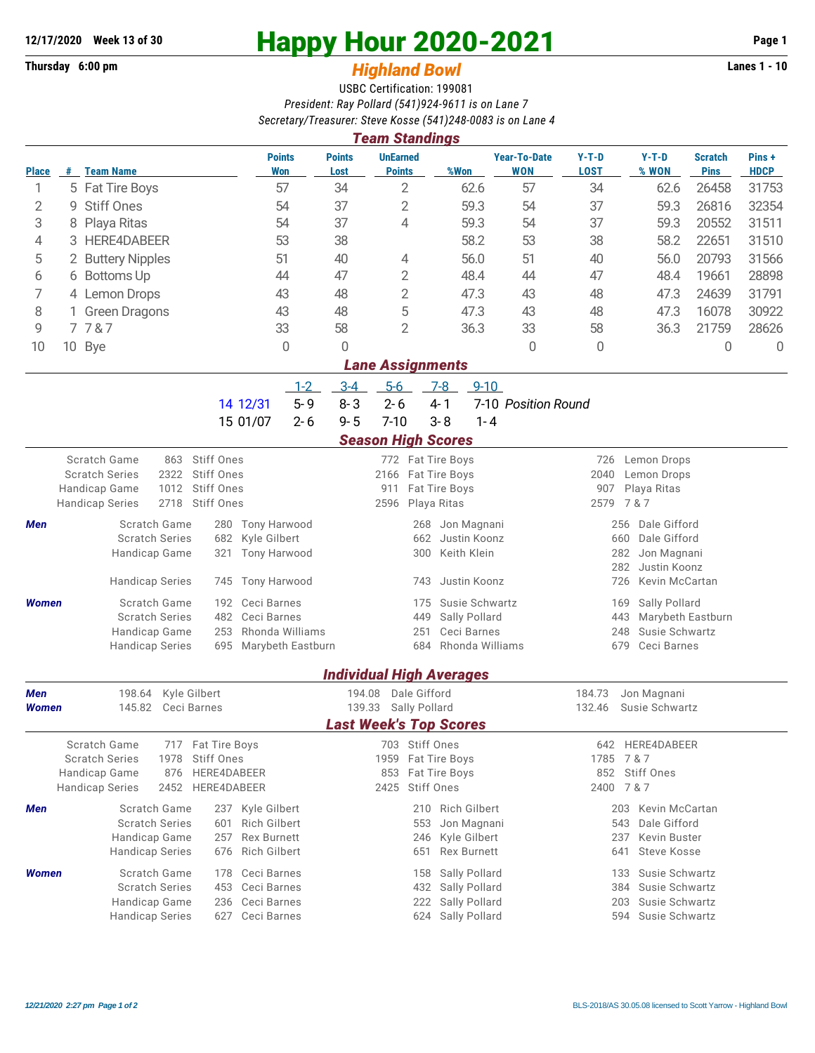12/17/2020 Week 13 of 30

Thursday 6:00 pm

# Happy Hour 2020-2021

## *Highland Bowl*

Lanes 1 - 10

USBC Certification: 199081

*President: Ray Pollard (541)924-9611 is on Lane 7*

*Secretary/Treasurer: Steve Kosse (541)248-0083 is on Lane 4*

### *Team Standings*

| Place | # | Team Name | Points Won | Points Lost | UnEarned Points | %Won | Year-To-Date WON | Y-T-D LOST | Y-T-D % WON | Scratch Pins | Pins + HDCP |
|---|---|---|---|---|---|---|---|---|---|---|---|
| 1 | 5 | Fat Tire Boys | 57 | 34 | 2 | 62.6 | 57 | 34 | 62.6 | 26458 | 31753 |
| 2 | 9 | Stiff Ones | 54 | 37 | 2 | 59.3 | 54 | 37 | 59.3 | 26816 | 32354 |
| 3 | 8 | Playa Ritas | 54 | 37 | 4 | 59.3 | 54 | 37 | 59.3 | 20552 | 31511 |
| 4 | 3 | HERE4DABEER | 53 | 38 | | 58.2 | 53 | 38 | 58.2 | 22651 | 31510 |
| 5 | 2 | Buttery Nipples | 51 | 40 | 4 | 56.0 | 51 | 40 | 56.0 | 20793 | 31566 |
| 6 | 6 | Bottoms Up | 44 | 47 | 2 | 48.4 | 44 | 47 | 48.4 | 19661 | 28898 |
| 7 | 4 | Lemon Drops | 43 | 48 | 2 | 47.3 | 43 | 48 | 47.3 | 24639 | 31791 |
| 8 | 1 | Green Dragons | 43 | 48 | 5 | 47.3 | 43 | 48 | 47.3 | 16078 | 30922 |
| 9 | 7 | 7 & 7 | 33 | 58 | 2 | 36.3 | 33 | 58 | 36.3 | 21759 | 28626 |
| 10 | 10 | Bye | 0 | 0 | | | 0 | 0 | | 0 | 0 |

### *Lane Assignments*

| | | 1-2 | 3-4 | 5-6 | 7-8 | 9-10 | |
|---|---|---|---|---|---|---|---|
| 14 | 12/31 | 5- 9 | 8- 3 | 2- 6 | 4- 1 | 7-10 | *Position Round* |
| 15 | 01/07 | 2- 6 | 9- 5 | 7-10 | 3- 8 | 1- 4 | |

### *Season High Scores*

| | | | | | | |
|---|---|---|---|---|---|---|
| Scratch Game | 863 | Stiff Ones | 772 | Fat Tire Boys | 726 | Lemon Drops |
| Scratch Series | 2322 | Stiff Ones | 2166 | Fat Tire Boys | 2040 | Lemon Drops |
| Handicap Game | 1012 | Stiff Ones | 911 | Fat Tire Boys | 907 | Playa Ritas |
| Handicap Series | 2718 | Stiff Ones | 2596 | Playa Ritas | 2579 | 7 & 7 |

| | | | | | | | |
|---|---|---|---|---|---|---|---|
| ***Men*** | Scratch Game | 280 | Tony Harwood | 268 | Jon Magnani | 256 | Dale Gifford |
| | Scratch Series | 682 | Kyle Gilbert | 662 | Justin Koonz | 660 | Dale Gifford |
| | Handicap Game | 321 | Tony Harwood | 300 | Keith Klein | 282 | Jon Magnani |
| | | | | | | 282 | Justin Koonz |
| | Handicap Series | 745 | Tony Harwood | 743 | Justin Koonz | 726 | Kevin McCartan |
| ***Women*** | Scratch Game | 192 | Ceci Barnes | 175 | Susie Schwartz | 169 | Sally Pollard |
| | Scratch Series | 482 | Ceci Barnes | 449 | Sally Pollard | 443 | Marybeth Eastburn |
| | Handicap Game | 253 | Rhonda Williams | 251 | Ceci Barnes | 248 | Susie Schwartz |
| | Handicap Series | 695 | Marybeth Eastburn | 684 | Rhonda Williams | 679 | Ceci Barnes |

### *Individual High Averages*

| | | | | | | |
|---|---|---|---|---|---|---|
| ***Men*** | 198.64 | Kyle Gilbert | 194.08 | Dale Gifford | 184.73 | Jon Magnani |
| ***Women*** | 145.82 | Ceci Barnes | 139.33 | Sally Pollard | 132.46 | Susie Schwartz |

### *Last Week's Top Scores*

| | | | | | | |
|---|---|---|---|---|---|---|
| Scratch Game | 717 | Fat Tire Boys | 703 | Stiff Ones | 642 | HERE4DABEER |
| Scratch Series | 1978 | Stiff Ones | 1959 | Fat Tire Boys | 1785 | 7 & 7 |
| Handicap Game | 876 | HERE4DABEER | 853 | Fat Tire Boys | 852 | Stiff Ones |
| Handicap Series | 2452 | HERE4DABEER | 2425 | Stiff Ones | 2400 | 7 & 7 |

| | | | | | | | |
|---|---|---|---|---|---|---|---|
| ***Men*** | Scratch Game | 237 | Kyle Gilbert | 210 | Rich Gilbert | 203 | Kevin McCartan |
| | Scratch Series | 601 | Rich Gilbert | 553 | Jon Magnani | 543 | Dale Gifford |
| | Handicap Game | 257 | Rex Burnett | 246 | Kyle Gilbert | 237 | Kevin Buster |
| | Handicap Series | 676 | Rich Gilbert | 651 | Rex Burnett | 641 | Steve Kosse |
| ***Women*** | Scratch Game | 178 | Ceci Barnes | 158 | Sally Pollard | 133 | Susie Schwartz |
| | Scratch Series | 453 | Ceci Barnes | 432 | Sally Pollard | 384 | Susie Schwartz |
| | Handicap Game | 236 | Ceci Barnes | 222 | Sally Pollard | 203 | Susie Schwartz |
| | Handicap Series | 627 | Ceci Barnes | 624 | Sally Pollard | 594 | Susie Schwartz |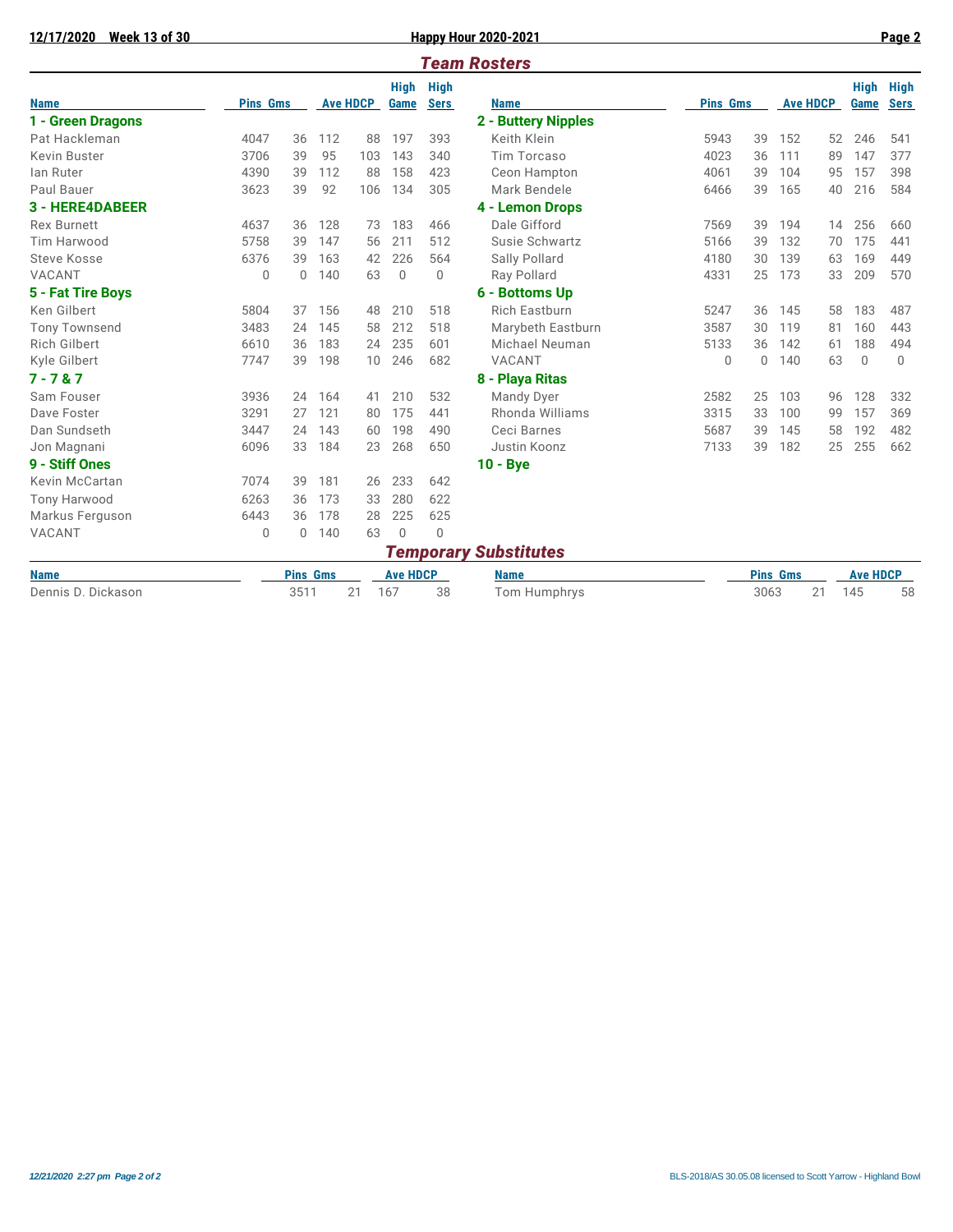## Team Rosters

| Name | Pins | Gms | Ave | HDCP | High Game | High Sers |
|---|---|---|---|---|---|---|
| **1 - Green Dragons** | | | | | | |
| Pat Hackleman | 4047 | 36 | 112 | 88 | 197 | 393 |
| Kevin Buster | 3706 | 39 | 95 | 103 | 143 | 340 |
| Ian Ruter | 4390 | 39 | 112 | 88 | 158 | 423 |
| Paul Bauer | 3623 | 39 | 92 | 106 | 134 | 305 |
| **2 - Buttery Nipples** | | | | | | |
| Keith Klein | 5943 | 39 | 152 | 52 | 246 | 541 |
| Tim Torcaso | 4023 | 36 | 111 | 89 | 147 | 377 |
| Ceon Hampton | 4061 | 39 | 104 | 95 | 157 | 398 |
| Mark Bendele | 6466 | 39 | 165 | 40 | 216 | 584 |
| **3 - HERE4DABEER** | | | | | | |
| Rex Burnett | 4637 | 36 | 128 | 73 | 183 | 466 |
| Tim Harwood | 5758 | 39 | 147 | 56 | 211 | 512 |
| Steve Kosse | 6376 | 39 | 163 | 42 | 226 | 564 |
| VACANT | 0 | 0 | 140 | 63 | 0 | 0 |
| **4 - Lemon Drops** | | | | | | |
| Dale Gifford | 7569 | 39 | 194 | 14 | 256 | 660 |
| Susie Schwartz | 5166 | 39 | 132 | 70 | 175 | 441 |
| Sally Pollard | 4180 | 30 | 139 | 63 | 169 | 449 |
| Ray Pollard | 4331 | 25 | 173 | 33 | 209 | 570 |
| **5 - Fat Tire Boys** | | | | | | |
| Ken Gilbert | 5804 | 37 | 156 | 48 | 210 | 518 |
| Tony Townsend | 3483 | 24 | 145 | 58 | 212 | 518 |
| Rich Gilbert | 6610 | 36 | 183 | 24 | 235 | 601 |
| Kyle Gilbert | 7747 | 39 | 198 | 10 | 246 | 682 |
| **6 - Bottoms Up** | | | | | | |
| Rich Eastburn | 5247 | 36 | 145 | 58 | 183 | 487 |
| Marybeth Eastburn | 3587 | 30 | 119 | 81 | 160 | 443 |
| Michael Neuman | 5133 | 36 | 142 | 61 | 188 | 494 |
| VACANT | 0 | 0 | 140 | 63 | 0 | 0 |
| **7 - 7 & 7** | | | | | | |
| Sam Fouser | 3936 | 24 | 164 | 41 | 210 | 532 |
| Dave Foster | 3291 | 27 | 121 | 80 | 175 | 441 |
| Dan Sundseth | 3447 | 24 | 143 | 60 | 198 | 490 |
| Jon Magnani | 6096 | 33 | 184 | 23 | 268 | 650 |
| **8 - Playa Ritas** | | | | | | |
| Mandy Dyer | 2582 | 25 | 103 | 96 | 128 | 332 |
| Rhonda Williams | 3315 | 33 | 100 | 99 | 157 | 369 |
| Ceci Barnes | 5687 | 39 | 145 | 58 | 192 | 482 |
| Justin Koonz | 7133 | 39 | 182 | 25 | 255 | 662 |
| **9 - Stiff Ones** | | | | | | |
| Kevin McCartan | 7074 | 39 | 181 | 26 | 233 | 642 |
| Tony Harwood | 6263 | 36 | 173 | 33 | 280 | 622 |
| Markus Ferguson | 6443 | 36 | 178 | 28 | 225 | 625 |
| VACANT | 0 | 0 | 140 | 63 | 0 | 0 |
| **10 - Bye** | | | | | | |

## Temporary Substitutes

| Name | Pins | Gms | Ave | HDCP |
|---|---|---|---|---|
| Dennis D. Dickason | 3511 | 21 | 167 | 38 |
| Tom Humphrys | 3063 | 21 | 145 | 58 |